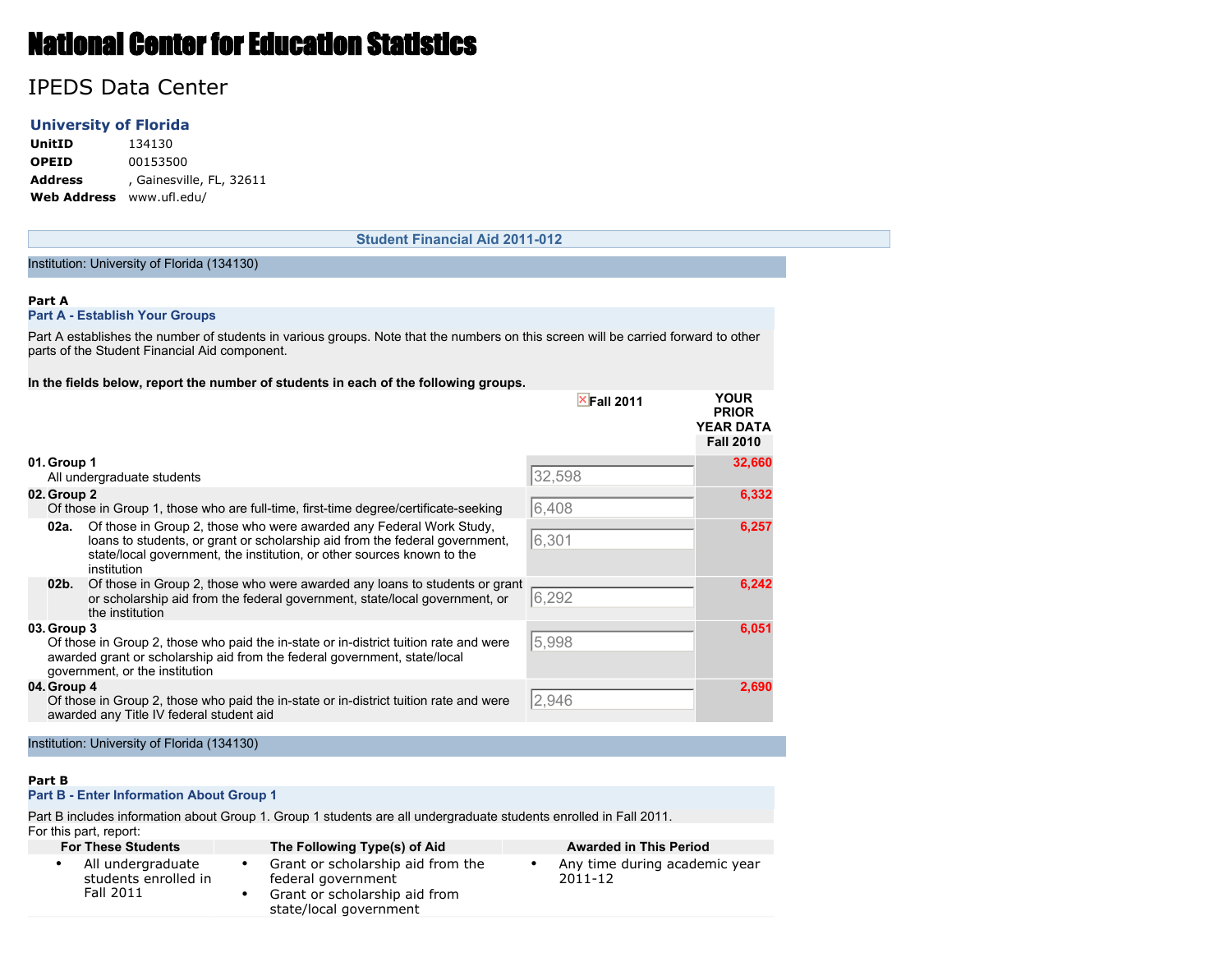# National Center for Education Statistics

## IPEDS Data Center

### University of Florida

**UnitID** 134130
**OPEID** 00153500
**Address** , Gainesville, FL, 32611
**Web Address** www.ufl.edu/

## Student Financial Aid 2011-012

Institution: University of Florida (134130)

**Part A**

### Part A - Establish Your Groups

Part A establishes the number of students in various groups. Note that the numbers on this screen will be carried forward to other parts of the Student Financial Aid component.

**In the fields below, report the number of students in each of the following groups.**

| | | Fall 2011 | YOUR PRIOR YEAR DATA Fall 2010 |
|---|---|---|---|
| **01.** | **Group 1** All undergraduate students | 32,598 | 32,660 |
| **02.** | **Group 2** Of those in Group 1, those who are full-time, first-time degree/certificate-seeking | 6,408 | 6,332 |
| **02a.** | Of those in Group 2, those who were awarded any Federal Work Study, loans to students, or grant or scholarship aid from the federal government, state/local government, the institution, or other sources known to the institution | 6,301 | 6,257 |
| **02b.** | Of those in Group 2, those who were awarded any loans to students or grant or scholarship aid from the federal government, state/local government, or the institution | 6,292 | 6,242 |
| **03.** | **Group 3** Of those in Group 2, those who paid the in-state or in-district tuition rate and were awarded grant or scholarship aid from the federal government, state/local government, or the institution | 5,998 | 6,051 |
| **04.** | **Group 4** Of those in Group 2, those who paid the in-state or in-district tuition rate and were awarded any Title IV federal student aid | 2,946 | 2,690 |

Institution: University of Florida (134130)

**Part B**

### Part B - Enter Information About Group 1

Part B includes information about Group 1. Group 1 students are all undergraduate students enrolled in Fall 2011.
For this part, report:

| For These Students | The Following Type(s) of Aid | Awarded in This Period |
|---|---|---|
| • All undergraduate students enrolled in Fall 2011 | • Grant or scholarship aid from the federal government<br>• Grant or scholarship aid from state/local government | • Any time during academic year 2011-12 |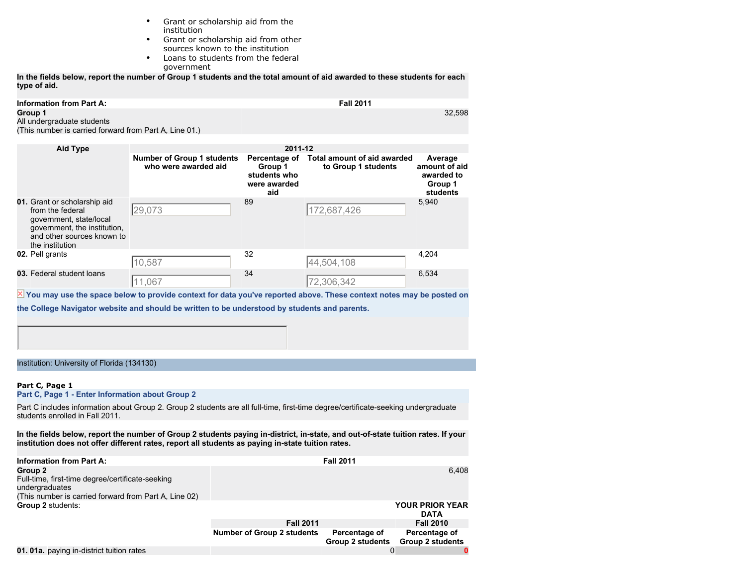- Grant or scholarship aid from the institution
- Grant or scholarship aid from other sources known to the institution
- Loans to students from the federal government

**In the fields below, report the number of Group 1 students and the total amount of aid awarded to these students for each type of aid.**

| Information from Part A: | Fall 2011 |
|---|---|
| **Group 1** All undergraduate students (This number is carried forward from Part A, Line 01.) | 32,598 |

| Aid Type | 2011-12 | | | |
|---|---|---|---|---|
| | Number of Group 1 students who were awarded aid | Percentage of Group 1 students who were awarded aid | Total amount of aid awarded to Group 1 students | Average amount of aid awarded to Group 1 students |
| **01.** Grant or scholarship aid from the federal government, state/local government, the institution, and other sources known to the institution | 29,073 | 89 | 172,687,426 | 5,940 |
| **02.** Pell grants | 10,587 | 32 | 44,504,108 | 4,204 |
| **03.** Federal student loans | 11,067 | 34 | 72,306,342 | 6,534 |

**You may use the space below to provide context for data you've reported above. These context notes may be posted on the College Navigator website and should be written to be understood by students and parents.**

Institution: University of Florida (134130)

**Part C, Page 1**

**Part C, Page 1 - Enter Information about Group 2**

Part C includes information about Group 2. Group 2 students are all full-time, first-time degree/certificate-seeking undergraduate students enrolled in Fall 2011.

**In the fields below, report the number of Group 2 students paying in-district, in-state, and out-of-state tuition rates. If your institution does not offer different rates, report all students as paying in-state tuition rates.**

| Information from Part A: | Fall 2011 |
|---|---|
| **Group 2** Full-time, first-time degree/certificate-seeking undergraduates (This number is carried forward from Part A, Line 02) | 6,408 |

| **Group 2** students: | | | YOUR PRIOR YEAR DATA |
|---|---|---|---|
| | Fall 2011 | | Fall 2010 |
| | Number of Group 2 students | Percentage of Group 2 students | Percentage of Group 2 students |
| **01. 01a.** paying in-district tuition rates | | 0 | 0 |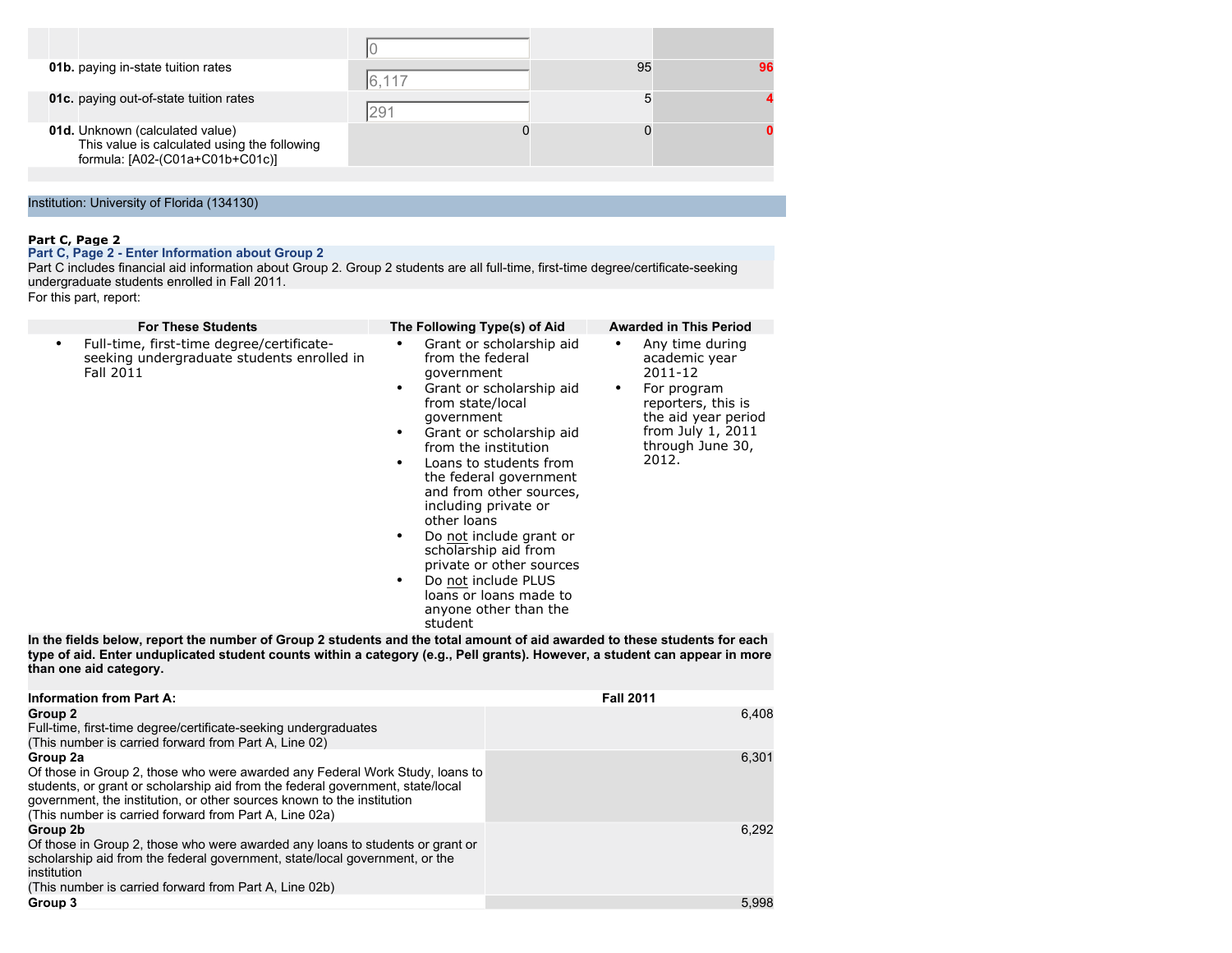| | | | |
|---|---|---|---|
| | 0 | | |
| **01b.** paying in-state tuition rates | 6,117 | 95 | 96 |
| **01c.** paying out-of-state tuition rates | 291 | 5 | 4 |
| **01d.** Unknown (calculated value)<br>This value is calculated using the following formula: [A02-(C01a+C01b+C01c)] | 0 | 0 | 0 |

Institution: University of Florida (134130)

**Part C, Page 2**

**Part C, Page 2 - Enter Information about Group 2**

Part C includes financial aid information about Group 2. Group 2 students are all full-time, first-time degree/certificate-seeking undergraduate students enrolled in Fall 2011.

For this part, report:

| For These Students | The Following Type(s) of Aid | Awarded in This Period |
|---|---|---|
| • Full-time, first-time degree/certificate-seeking undergraduate students enrolled in Fall 2011 | • Grant or scholarship aid from the federal government<br>• Grant or scholarship aid from state/local government<br>• Grant or scholarship aid from the institution<br>• Loans to students from the federal government and from other sources, including private or other loans<br>• Do not include grant or scholarship aid from private or other sources<br>• Do not include PLUS loans or loans made to anyone other than the student | • Any time during academic year 2011-12<br>• For program reporters, this is the aid year period from July 1, 2011 through June 30, 2012. |

**In the fields below, report the number of Group 2 students and the total amount of aid awarded to these students for each type of aid. Enter unduplicated student counts within a category (e.g., Pell grants). However, a student can appear in more than one aid category.**

| Information from Part A: | Fall 2011 |
|---|---|
| **Group 2**<br>Full-time, first-time degree/certificate-seeking undergraduates<br>(This number is carried forward from Part A, Line 02) | 6,408 |
| **Group 2a**<br>Of those in Group 2, those who were awarded any Federal Work Study, loans to students, or grant or scholarship aid from the federal government, state/local government, the institution, or other sources known to the institution<br>(This number is carried forward from Part A, Line 02a) | 6,301 |
| **Group 2b**<br>Of those in Group 2, those who were awarded any loans to students or grant or scholarship aid from the federal government, state/local government, or the institution<br>(This number is carried forward from Part A, Line 02b) | 6,292 |
| **Group 3** | 5,998 |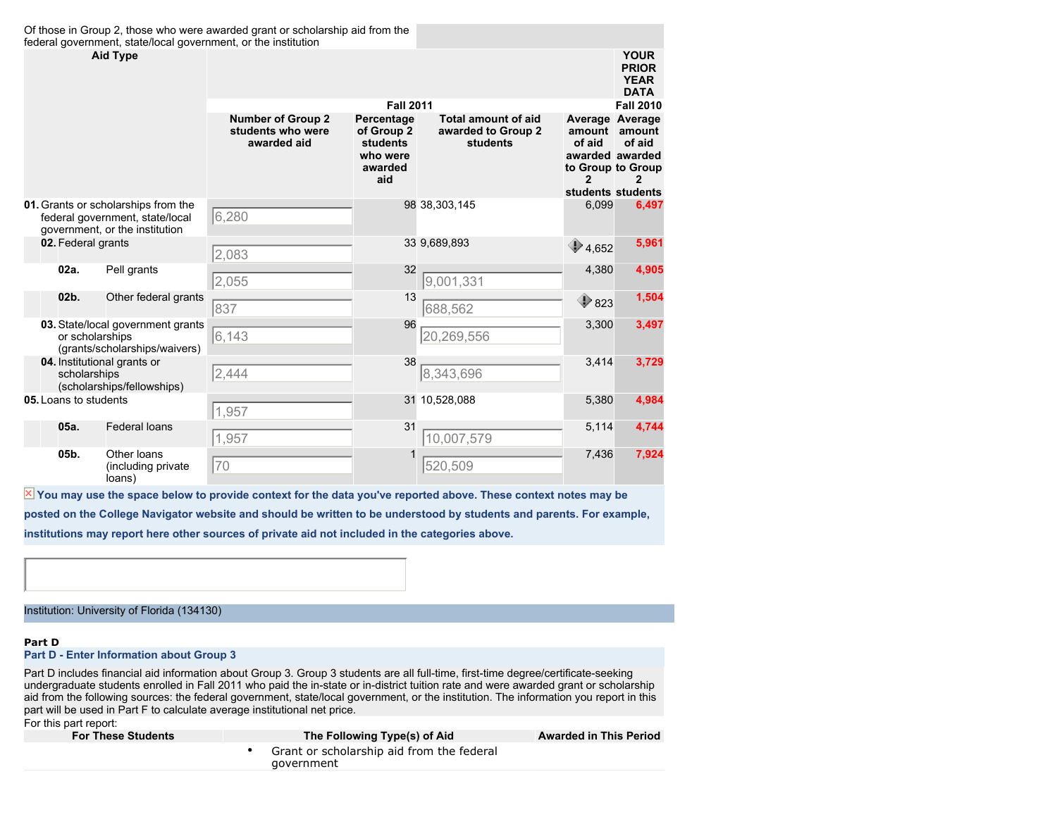Of those in Group 2, those who were awarded grant or scholarship aid from the federal government, state/local government, or the institution

| Aid Type | Fall 2011 | | | | YOUR PRIOR YEAR DATA Fall 2010 |
|---|---|---|---|---|---|
| | Number of Group 2 students who were awarded aid | Percentage of Group 2 students who were awarded aid | Total amount of aid awarded to Group 2 students | Average amount of aid awarded to Group 2 students | Average amount of aid awarded to Group 2 students |
| **01.** Grants or scholarships from the federal government, state/local government, or the institution | 6,280 | 98 | 38,303,145 | 6,099 | **6,497** |
| **02.** Federal grants | 2,083 | 33 | 9,689,893 | 4,652 | **5,961** |
| **02a.** Pell grants | 2,055 | 32 | 9,001,331 | 4,380 | **4,905** |
| **02b.** Other federal grants | 837 | 13 | 688,562 | 823 | **1,504** |
| **03.** State/local government grants or scholarships (grants/scholarships/waivers) | 6,143 | 96 | 20,269,556 | 3,300 | **3,497** |
| **04.** Institutional grants or scholarships (scholarships/fellowships) | 2,444 | 38 | 8,343,696 | 3,414 | **3,729** |
| **05.** Loans to students | 1,957 | 31 | 10,528,088 | 5,380 | **4,984** |
| **05a.** Federal loans | 1,957 | 31 | 10,007,579 | 5,114 | **4,744** |
| **05b.** Other loans (including private loans) | 70 | 1 | 520,509 | 7,436 | **7,924** |

**You may use the space below to provide context for the data you've reported above. These context notes may be posted on the College Navigator website and should be written to be understood by students and parents. For example, institutions may report here other sources of private aid not included in the categories above.**

Institution: University of Florida (134130)

**Part D**

### Part D - Enter Information about Group 3

Part D includes financial aid information about Group 3. Group 3 students are all full-time, first-time degree/certificate-seeking undergraduate students enrolled in Fall 2011 who paid the in-state or in-district tuition rate and were awarded grant or scholarship aid from the following sources: the federal government, state/local government, or the institution. The information you report in this part will be used in Part F to calculate average institutional net price.

For this part report:

| For These Students | The Following Type(s) of Aid | Awarded in This Period |
|---|---|---|
| | • Grant or scholarship aid from the federal government | |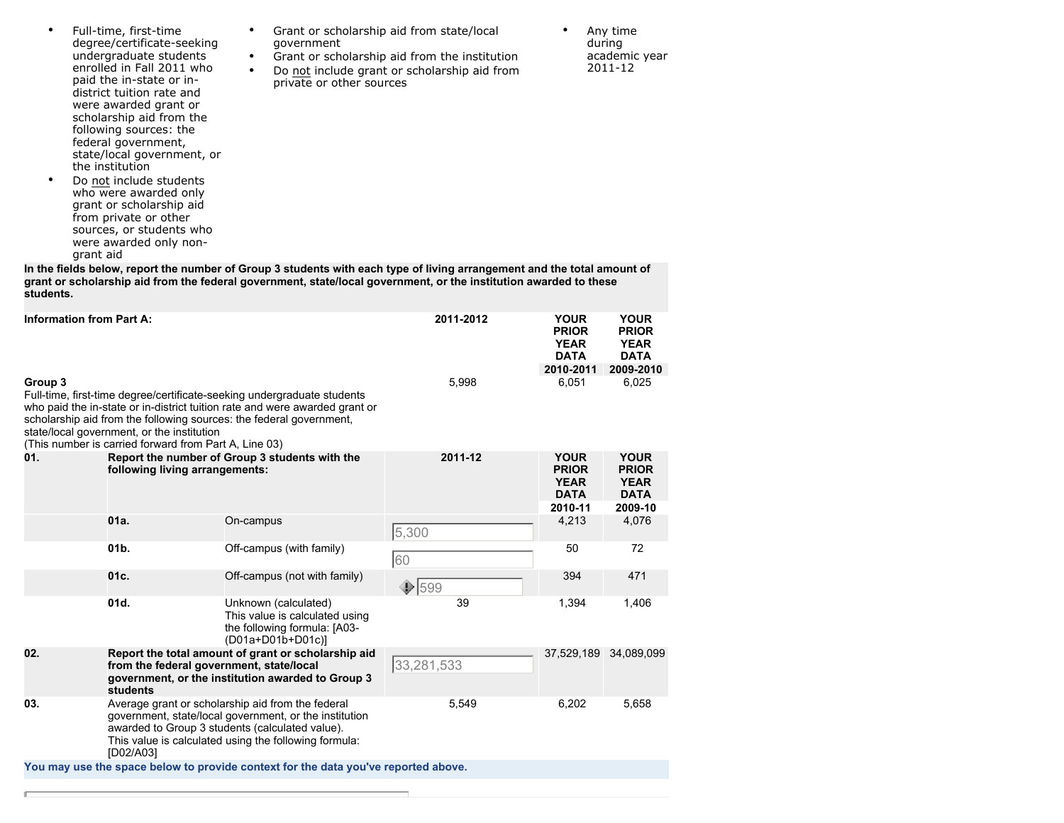| | | |
|---|---|---|
| • Full-time, first-time degree/certificate-seeking undergraduate students enrolled in Fall 2011 who paid the in-state or in-district tuition rate and were awarded grant or scholarship aid from the following sources: the federal government, state/local government, or the institution<br>• Do not include students who were awarded only grant or scholarship aid from private or other sources, or students who were awarded only non-grant aid | • Grant or scholarship aid from state/local government<br>• Grant or scholarship aid from the institution<br>• Do not include grant or scholarship aid from private or other sources | • Any time during academic year 2011-12 |

**In the fields below, report the number of Group 3 students with each type of living arrangement and the total amount of grant or scholarship aid from the federal government, state/local government, or the institution awarded to these students.**

| **Information from Part A:** | | | **2011-2012** | **YOUR PRIOR YEAR DATA 2010-2011** | **YOUR PRIOR YEAR DATA 2009-2010** |
|---|---|---|---|---|---|
| **Group 3**<br>Full-time, first-time degree/certificate-seeking undergraduate students who paid the in-state or in-district tuition rate and were awarded grant or scholarship aid from the following sources: the federal government, state/local government, or the institution<br>(This number is carried forward from Part A, Line 03) | | | 5,998 | 6,051 | 6,025 |
| **01.** | **Report the number of Group 3 students with the following living arrangements:** | | **2011-12** | **YOUR PRIOR YEAR DATA 2010-11** | **YOUR PRIOR YEAR DATA 2009-10** |
| | **01a.** | On-campus | 5,300 | 4,213 | 4,076 |
| | **01b.** | Off-campus (with family) | 60 | 50 | 72 |
| | **01c.** | Off-campus (not with family) | 599 | 394 | 471 |
| | **01d.** | Unknown (calculated)<br>This value is calculated using the following formula: [A03-(D01a+D01b+D01c)] | 39 | 1,394 | 1,406 |
| **02.** | **Report the total amount of grant or scholarship aid from the federal government, state/local government, or the institution awarded to Group 3 students** | | 33,281,533 | 37,529,189 | 34,089,099 |
| **03.** | Average grant or scholarship aid from the federal government, state/local government, or the institution awarded to Group 3 students (calculated value).<br>This value is calculated using the following formula: [D02/A03] | | 5,549 | 6,202 | 5,658 |

You may use the space below to provide context for the data you've reported above.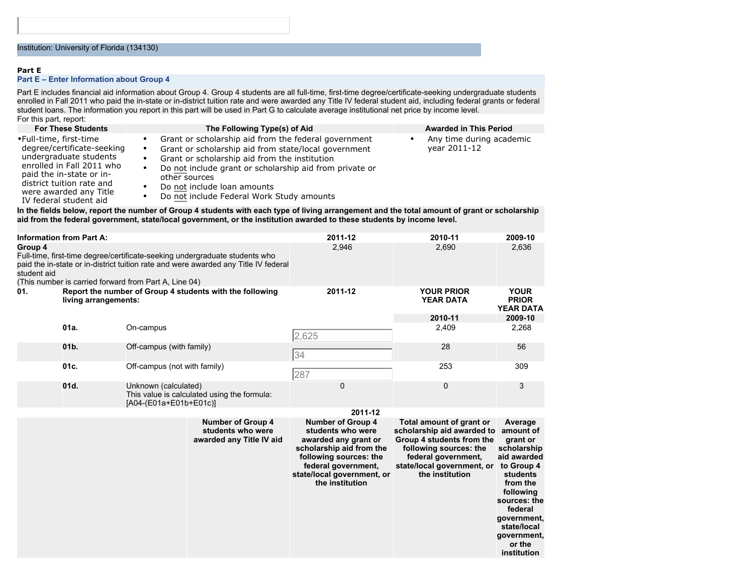Institution: University of Florida (134130)

**Part E**

**Part E – Enter Information about Group 4**

Part E includes financial aid information about Group 4. Group 4 students are all full-time, first-time degree/certificate-seeking undergraduate students enrolled in Fall 2011 who paid the in-state or in-district tuition rate and were awarded any Title IV federal student aid, including federal grants or federal student loans. The information you report in this part will be used in Part G to calculate average institutional net price by income level.

For this part, report:

| For These Students | The Following Type(s) of Aid | Awarded in This Period |
|---|---|---|
| • Full-time, first-time degree/certificate-seeking undergraduate students enrolled in Fall 2011 who paid the in-state or in-district tuition rate and were awarded any Title IV federal student aid | • Grant or scholarship aid from the federal government<br>• Grant or scholarship aid from state/local government<br>• Grant or scholarship aid from the institution<br>• Do not include grant or scholarship aid from private or other sources<br>• Do not include loan amounts<br>• Do not include Federal Work Study amounts | • Any time during academic year 2011-12 |

**In the fields below, report the number of Group 4 students with each type of living arrangement and the total amount of grant or scholarship aid from the federal government, state/local government, or the institution awarded to these students by income level.**

| Information from Part A: | | | 2011-12 | 2010-11 | 2009-10 |
|---|---|---|---|---|---|
| **Group 4**<br>Full-time, first-time degree/certificate-seeking undergraduate students who paid the in-state or in-district tuition rate and were awarded any Title IV federal student aid<br>(This number is carried forward from Part A, Line 04) | | | 2,946 | 2,690 | 2,636 |
| **01.** | **Report the number of Group 4 students with the following living arrangements:** | | **2011-12** | **YOUR PRIOR YEAR DATA**<br>**2010-11** | **YOUR PRIOR YEAR DATA**<br>**2009-10** |
| | **01a.** | On-campus | 2,625 | 2,409 | 2,268 |
| | **01b.** | Off-campus (with family) | 34 | 28 | 56 |
| | **01c.** | Off-campus (not with family) | 287 | 253 | 309 |
| | **01d.** | Unknown (calculated)<br>This value is calculated using the formula: [A04-(E01a+E01b+E01c)] | 0 | 0 | 3 |

**2011-12**

| | Number of Group 4 students who were awarded any Title IV aid | Number of Group 4 students who were awarded any grant or scholarship aid from the following sources: the federal government, state/local government, or the institution | Total amount of grant or scholarship aid awarded to Group 4 students from the following sources: the federal government, state/local government, or the institution | Average amount of grant or scholarship aid awarded to Group 4 students from the following sources: the federal government, state/local government, or the institution |
|---|---|---|---|---|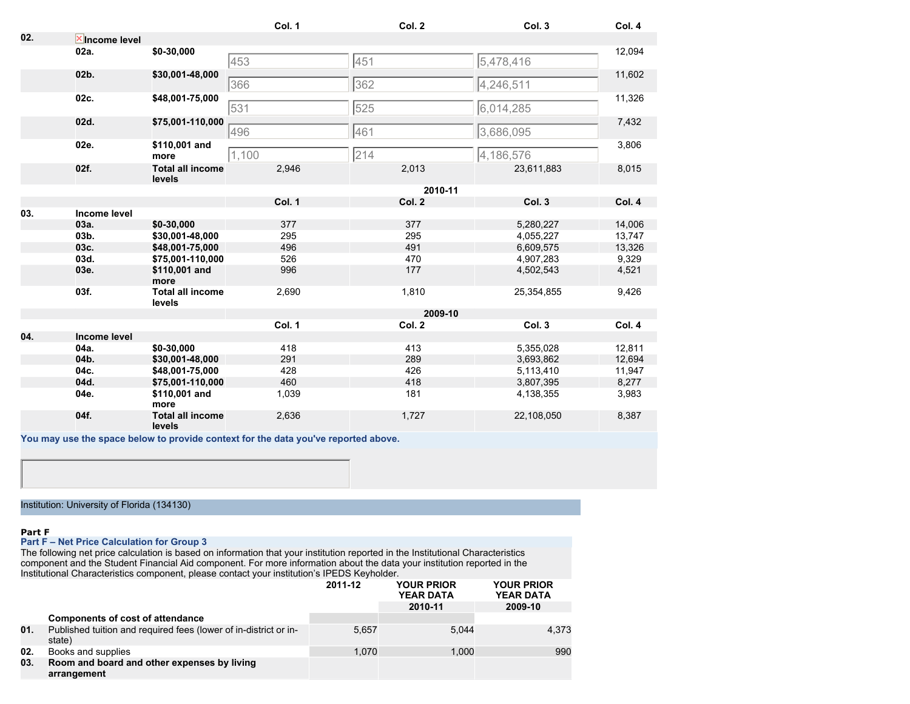| | | | Col. 1 | Col. 2 | Col. 3 | Col. 4 |
|---|---|---|---|---|---|---|
| 02. | Income level | | | | | |
| | 02a. | $0-30,000 | 453 | 451 | 5,478,416 | 12,094 |
| | 02b. | $30,001-48,000 | 366 | 362 | 4,246,511 | 11,602 |
| | 02c. | $48,001-75,000 | 531 | 525 | 6,014,285 | 11,326 |
| | 02d. | $75,001-110,000 | 496 | 461 | 3,686,095 | 7,432 |
| | 02e. | $110,001 and more | 1,100 | 214 | 4,186,576 | 3,806 |
| | 02f. | Total all income levels | 2,946 | 2,013 | 23,611,883 | 8,015 |

**2010-11**

| | | | Col. 1 | Col. 2 | Col. 3 | Col. 4 |
|---|---|---|---|---|---|---|
| 03. | Income level | | | | | |
| | 03a. | $0-30,000 | 377 | 377 | 5,280,227 | 14,006 |
| | 03b. | $30,001-48,000 | 295 | 295 | 4,055,227 | 13,747 |
| | 03c. | $48,001-75,000 | 496 | 491 | 6,609,575 | 13,326 |
| | 03d. | $75,001-110,000 | 526 | 470 | 4,907,283 | 9,329 |
| | 03e. | $110,001 and more | 996 | 177 | 4,502,543 | 4,521 |
| | 03f. | Total all income levels | 2,690 | 1,810 | 25,354,855 | 9,426 |

**2009-10**

| | | | Col. 1 | Col. 2 | Col. 3 | Col. 4 |
|---|---|---|---|---|---|---|
| 04. | Income level | | | | | |
| | 04a. | $0-30,000 | 418 | 413 | 5,355,028 | 12,811 |
| | 04b. | $30,001-48,000 | 291 | 289 | 3,693,862 | 12,694 |
| | 04c. | $48,001-75,000 | 428 | 426 | 5,113,410 | 11,947 |
| | 04d. | $75,001-110,000 | 460 | 418 | 3,807,395 | 8,277 |
| | 04e. | $110,001 and more | 1,039 | 181 | 4,138,355 | 3,983 |
| | 04f. | Total all income levels | 2,636 | 1,727 | 22,108,050 | 8,387 |

You may use the space below to provide context for the data you've reported above.

Institution: University of Florida (134130)

**Part F**

**Part F – Net Price Calculation for Group 3**

The following net price calculation is based on information that your institution reported in the Institutional Characteristics component and the Student Financial Aid component. For more information about the data your institution reported in the Institutional Characteristics component, please contact your institution's IPEDS Keyholder.

| | | 2011-12 | YOUR PRIOR YEAR DATA 2010-11 | YOUR PRIOR YEAR DATA 2009-10 |
|---|---|---|---|---|
| | **Components of cost of attendance** | | | |
| 01. | Published tuition and required fees (lower of in-district or in-state) | 5,657 | 5,044 | 4,373 |
| 02. | Books and supplies | 1,070 | 1,000 | 990 |
| 03. | **Room and board and other expenses by living arrangement** | | | |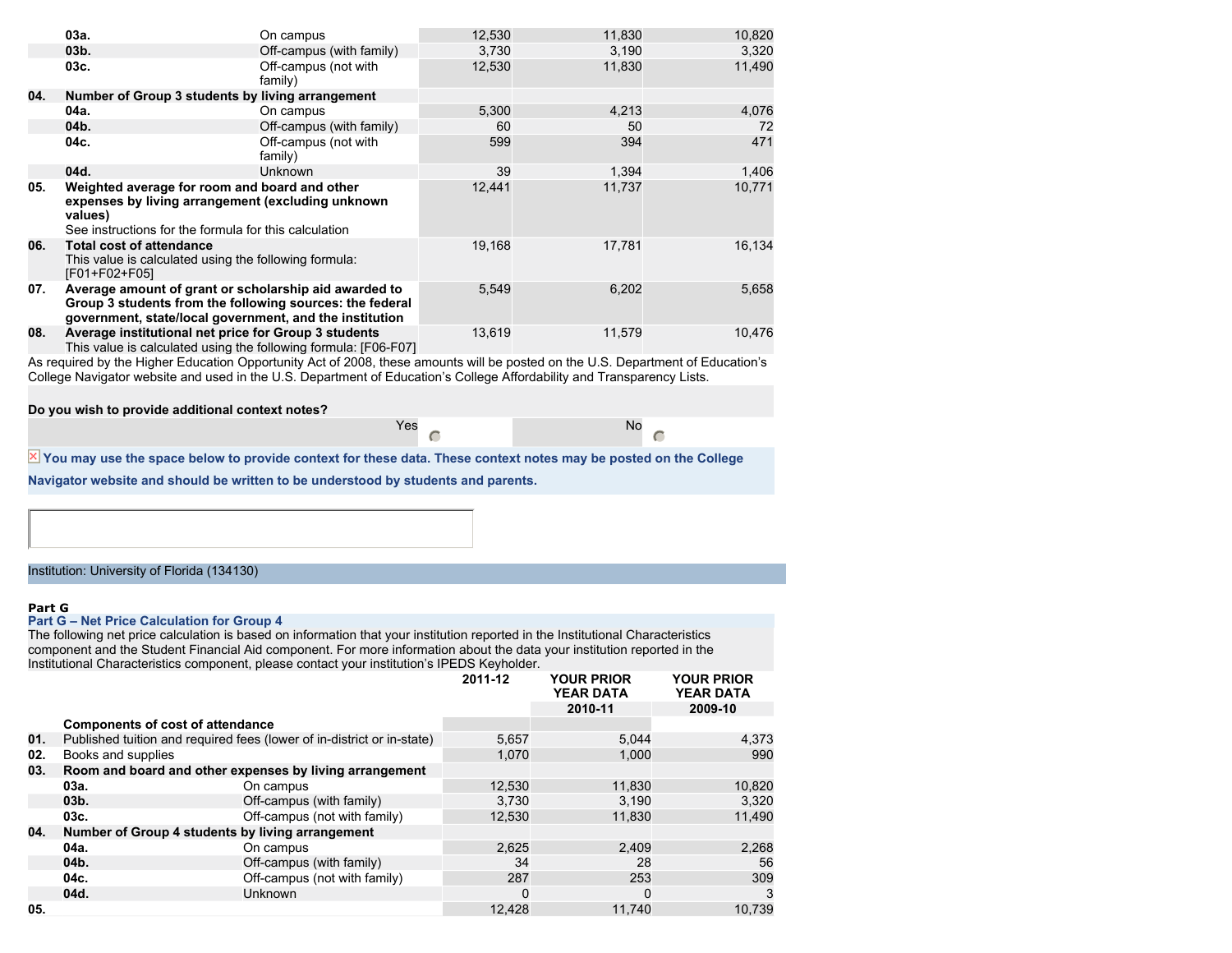| | | | | |
|---|---|---|---|---|
| 03a. | On campus | 12,530 | 11,830 | 10,820 |
| 03b. | Off-campus (with family) | 3,730 | 3,190 | 3,320 |
| 03c. | Off-campus (not with family) | 12,530 | 11,830 | 11,490 |
| **04.** | **Number of Group 3 students by living arrangement** | | | |
| 04a. | On campus | 5,300 | 4,213 | 4,076 |
| 04b. | Off-campus (with family) | 60 | 50 | 72 |
| 04c. | Off-campus (not with family) | 599 | 394 | 471 |
| 04d. | Unknown | 39 | 1,394 | 1,406 |
| **05.** | **Weighted average for room and board and other expenses by living arrangement (excluding unknown values)** See instructions for the formula for this calculation | 12,441 | 11,737 | 10,771 |
| **06.** | **Total cost of attendance** This value is calculated using the following formula: [F01+F02+F05] | 19,168 | 17,781 | 16,134 |
| **07.** | **Average amount of grant or scholarship aid awarded to Group 3 students from the following sources: the federal government, state/local government, and the institution** | 5,549 | 6,202 | 5,658 |
| **08.** | **Average institutional net price for Group 3 students** This value is calculated using the following formula: [F06-F07] | 13,619 | 11,579 | 10,476 |

As required by the Higher Education Opportunity Act of 2008, these amounts will be posted on the U.S. Department of Education's College Navigator website and used in the U.S. Department of Education's College Affordability and Transparency Lists.

**Do you wish to provide additional context notes?**

Yes ○ No ○

**You may use the space below to provide context for these data. These context notes may be posted on the College Navigator website and should be written to be understood by students and parents.**

Institution: University of Florida (134130)

**Part G**

**Part G – Net Price Calculation for Group 4**

The following net price calculation is based on information that your institution reported in the Institutional Characteristics component and the Student Financial Aid component. For more information about the data your institution reported in the Institutional Characteristics component, please contact your institution's IPEDS Keyholder.

| | | | 2011-12 | YOUR PRIOR YEAR DATA 2010-11 | YOUR PRIOR YEAR DATA 2009-10 |
|---|---|---|---|---|---|
| | **Components of cost of attendance** | | | | |
| 01. | Published tuition and required fees (lower of in-district or in-state) | | 5,657 | 5,044 | 4,373 |
| 02. | Books and supplies | | 1,070 | 1,000 | 990 |
| **03.** | **Room and board and other expenses by living arrangement** | | | | |
| | 03a. | On campus | 12,530 | 11,830 | 10,820 |
| | 03b. | Off-campus (with family) | 3,730 | 3,190 | 3,320 |
| | 03c. | Off-campus (not with family) | 12,530 | 11,830 | 11,490 |
| **04.** | **Number of Group 4 students by living arrangement** | | | | |
| | 04a. | On campus | 2,625 | 2,409 | 2,268 |
| | 04b. | Off-campus (with family) | 34 | 28 | 56 |
| | 04c. | Off-campus (not with family) | 287 | 253 | 309 |
| | 04d. | Unknown | 0 | 0 | 3 |
| **05.** | | | 12,428 | 11,740 | 10,739 |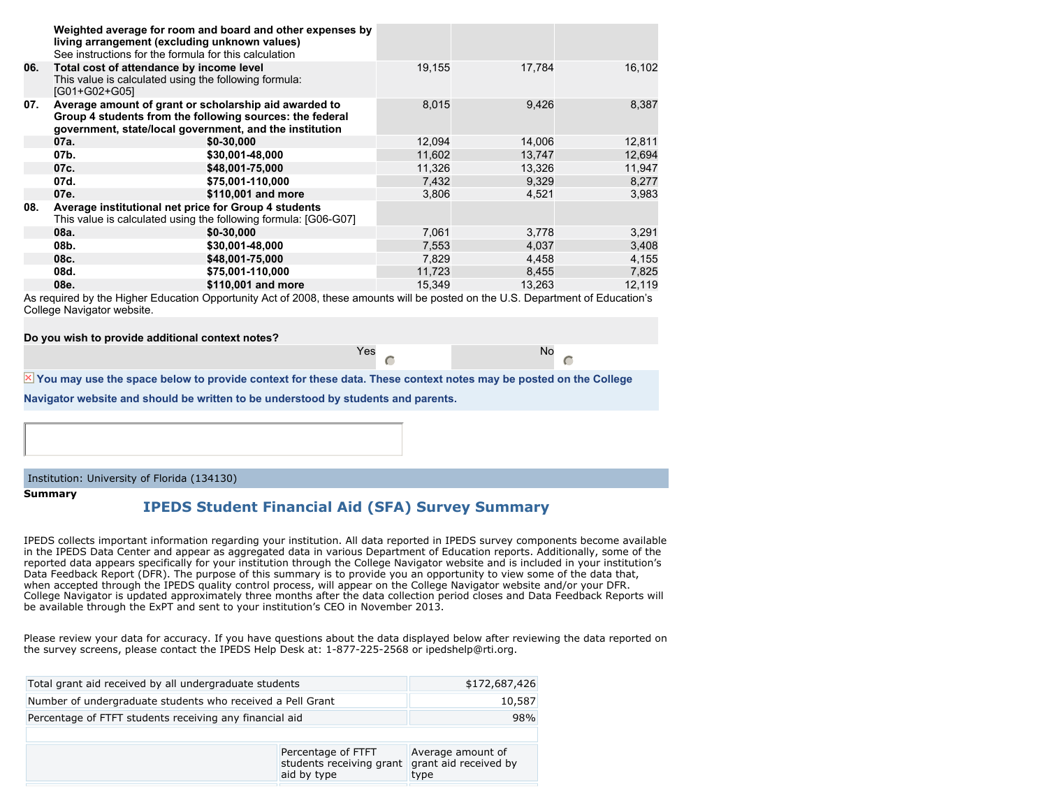| | | | | |
|---|---|---|---|---|
| | **Weighted average for room and board and other expenses by living arrangement (excluding unknown values)** See instructions for the formula for this calculation | | | |
| **06.** | **Total cost of attendance by income level** This value is calculated using the following formula: [G01+G02+G05] | 19,155 | 17,784 | 16,102 |
| **07.** | **Average amount of grant or scholarship aid awarded to Group 4 students from the following sources: the federal government, state/local government, and the institution** | 8,015 | 9,426 | 8,387 |
| **07a.** | **$0-30,000** | 12,094 | 14,006 | 12,811 |
| **07b.** | **$30,001-48,000** | 11,602 | 13,747 | 12,694 |
| **07c.** | **$48,001-75,000** | 11,326 | 13,326 | 11,947 |
| **07d.** | **$75,001-110,000** | 7,432 | 9,329 | 8,277 |
| **07e.** | **$110,001 and more** | 3,806 | 4,521 | 3,983 |
| **08.** | **Average institutional net price for Group 4 students** This value is calculated using the following formula: [G06-G07] | | | |
| **08a.** | **$0-30,000** | 7,061 | 3,778 | 3,291 |
| **08b.** | **$30,001-48,000** | 7,553 | 4,037 | 3,408 |
| **08c.** | **$48,001-75,000** | 7,829 | 4,458 | 4,155 |
| **08d.** | **$75,001-110,000** | 11,723 | 8,455 | 7,825 |
| **08e.** | **$110,001 and more** | 15,349 | 13,263 | 12,119 |

As required by the Higher Education Opportunity Act of 2008, these amounts will be posted on the U.S. Department of Education's College Navigator website.

**Do you wish to provide additional context notes?**

| Yes | No |
|---|---|
| ○ | ○ |

**You may use the space below to provide context for these data. These context notes may be posted on the College Navigator website and should be written to be understood by students and parents.**

Institution: University of Florida (134130)

**Summary**

## IPEDS Student Financial Aid (SFA) Survey Summary

IPEDS collects important information regarding your institution. All data reported in IPEDS survey components become available in the IPEDS Data Center and appear as aggregated data in various Department of Education reports. Additionally, some of the reported data appears specifically for your institution through the College Navigator website and is included in your institution's Data Feedback Report (DFR). The purpose of this summary is to provide you an opportunity to view some of the data that, when accepted through the IPEDS quality control process, will appear on the College Navigator website and/or your DFR. College Navigator is updated approximately three months after the data collection period closes and Data Feedback Reports will be available through the ExPT and sent to your institution's CEO in November 2013.

Please review your data for accuracy. If you have questions about the data displayed below after reviewing the data reported on the survey screens, please contact the IPEDS Help Desk at: 1-877-225-2568 or ipedshelp@rti.org.

| | |
|---|---|
| Total grant aid received by all undergraduate students | $172,687,426 |
| Number of undergraduate students who received a Pell Grant | 10,587 |
| Percentage of FTFT students receiving any financial aid | 98% |

| | Percentage of FTFT students receiving grant aid by type | Average amount of grant aid received by type |
|---|---|---|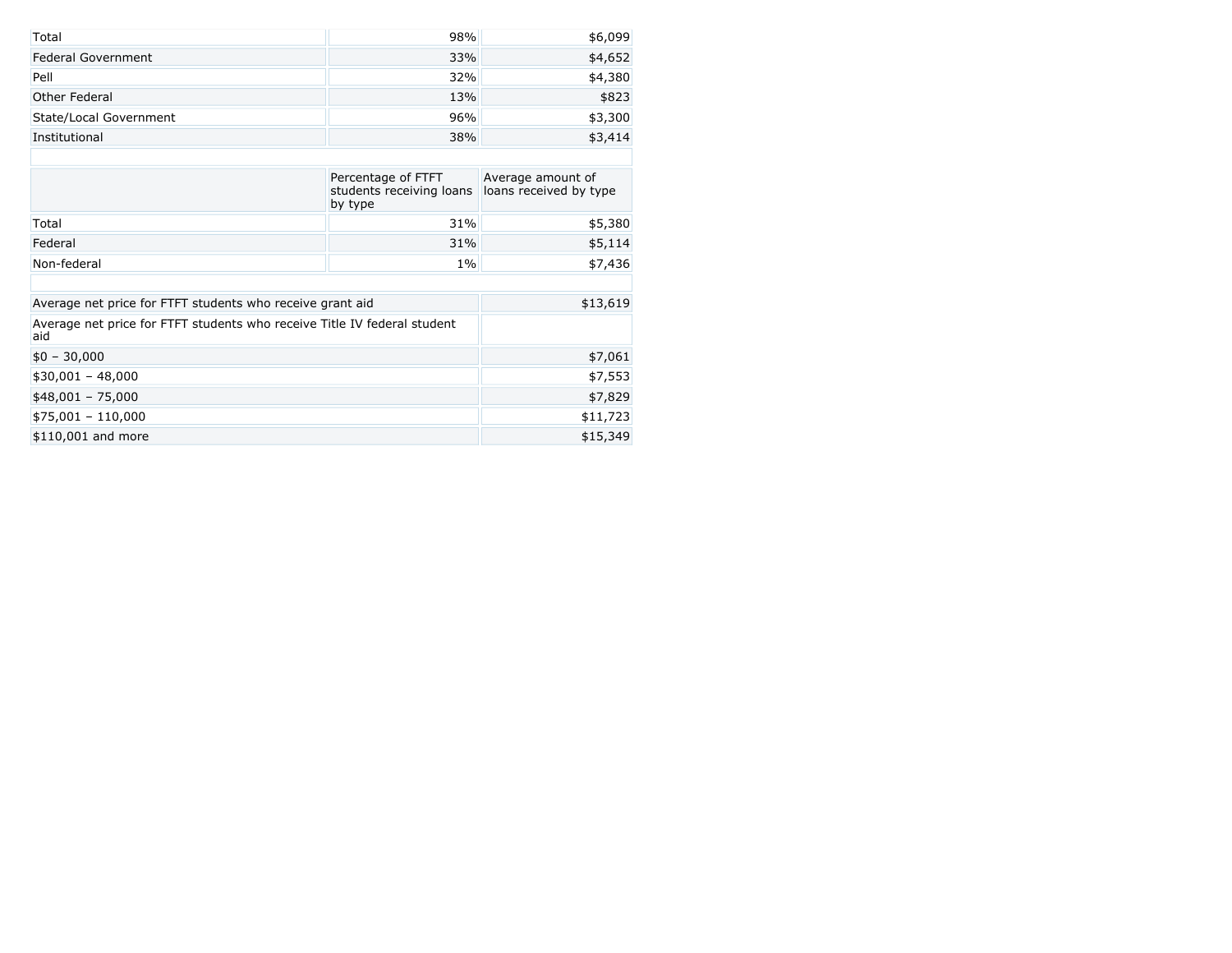| | | |
| --- | --- | --- |
| Total | 98% | $6,099 |
| Federal Government | 33% | $4,652 |
| Pell | 32% | $4,380 |
| Other Federal | 13% | $823 |
| State/Local Government | 96% | $3,300 |
| Institutional | 38% | $3,414 |

| | Percentage of FTFT students receiving loans by type | Average amount of loans received by type |
| --- | --- | --- |
| Total | 31% | $5,380 |
| Federal | 31% | $5,114 |
| Non-federal | 1% | $7,436 |

| | |
| --- | --- |
| Average net price for FTFT students who receive grant aid | $13,619 |
| Average net price for FTFT students who receive Title IV federal student aid | |
| $0 – 30,000 | $7,061 |
| $30,001 – 48,000 | $7,553 |
| $48,001 – 75,000 | $7,829 |
| $75,001 – 110,000 | $11,723 |
| $110,001 and more | $15,349 |